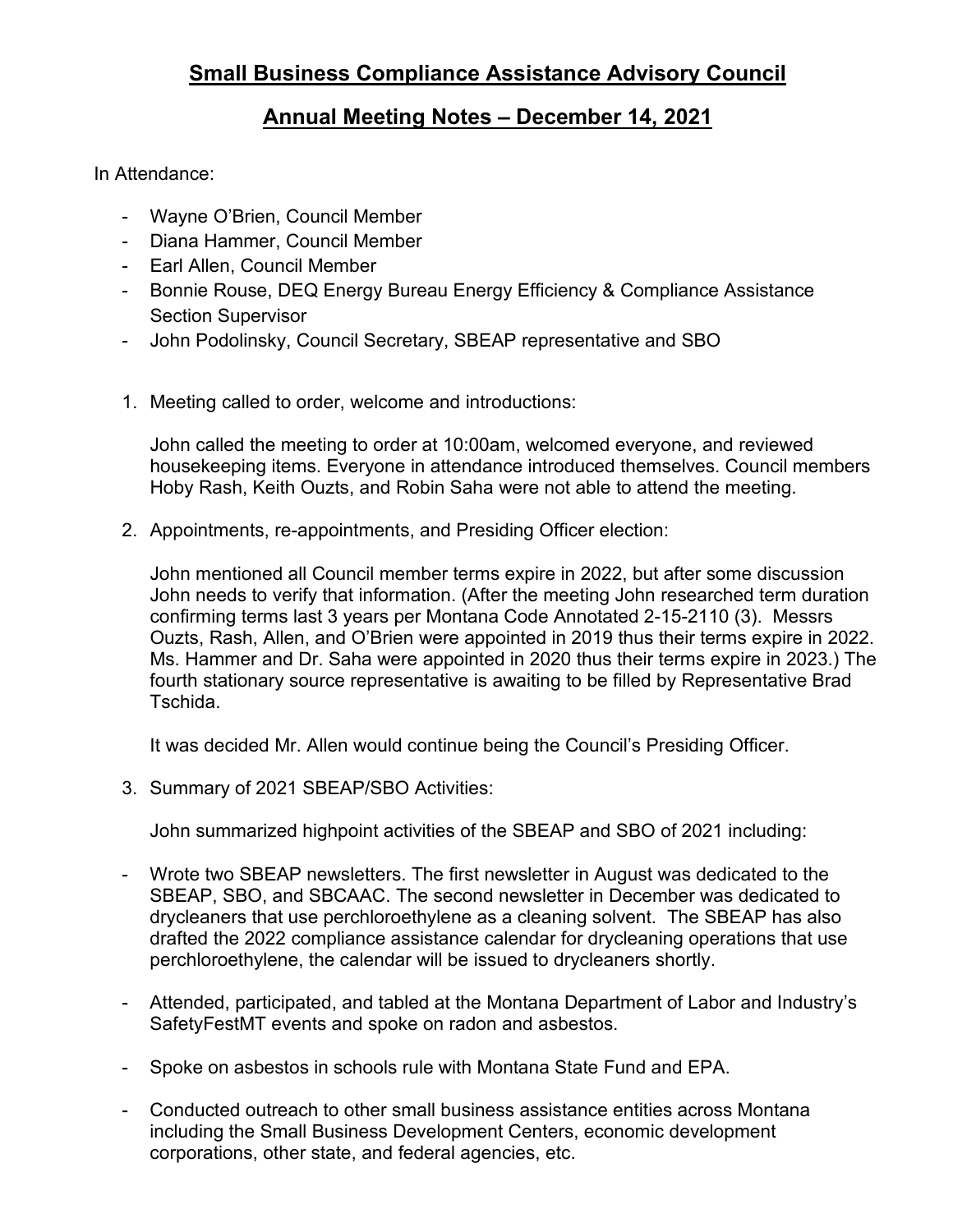# Small Business Compliance Assistance Advisory Council

## Annual Meeting Notes – December 14, 2021

In Attendance:

- Wayne O'Brien, Council Member
- Diana Hammer, Council Member
- Earl Allen, Council Member
- Bonnie Rouse, DEQ Energy Bureau Energy Efficiency & Compliance Assistance Section Supervisor
- John Podolinsky, Council Secretary, SBEAP representative and SBO

1. Meeting called to order, welcome and introductions:

   John called the meeting to order at 10:00am, welcomed everyone, and reviewed housekeeping items. Everyone in attendance introduced themselves. Council members Hoby Rash, Keith Ouzts, and Robin Saha were not able to attend the meeting.

2. Appointments, re-appointments, and Presiding Officer election:

   John mentioned all Council member terms expire in 2022, but after some discussion John needs to verify that information. (After the meeting John researched term duration confirming terms last 3 years per Montana Code Annotated 2-15-2110 (3). Messrs Ouzts, Rash, Allen, and O'Brien were appointed in 2019 thus their terms expire in 2022. Ms. Hammer and Dr. Saha were appointed in 2020 thus their terms expire in 2023.) The fourth stationary source representative is awaiting to be filled by Representative Brad Tschida.

   It was decided Mr. Allen would continue being the Council's Presiding Officer.

3. Summary of 2021 SBEAP/SBO Activities:

   John summarized highpoint activities of the SBEAP and SBO of 2021 including:

- Wrote two SBEAP newsletters. The first newsletter in August was dedicated to the SBEAP, SBO, and SBCAAC. The second newsletter in December was dedicated to drycleaners that use perchloroethylene as a cleaning solvent. The SBEAP has also drafted the 2022 compliance assistance calendar for drycleaning operations that use perchloroethylene, the calendar will be issued to drycleaners shortly.

- Attended, participated, and tabled at the Montana Department of Labor and Industry's SafetyFestMT events and spoke on radon and asbestos.

- Spoke on asbestos in schools rule with Montana State Fund and EPA.

- Conducted outreach to other small business assistance entities across Montana including the Small Business Development Centers, economic development corporations, other state, and federal agencies, etc.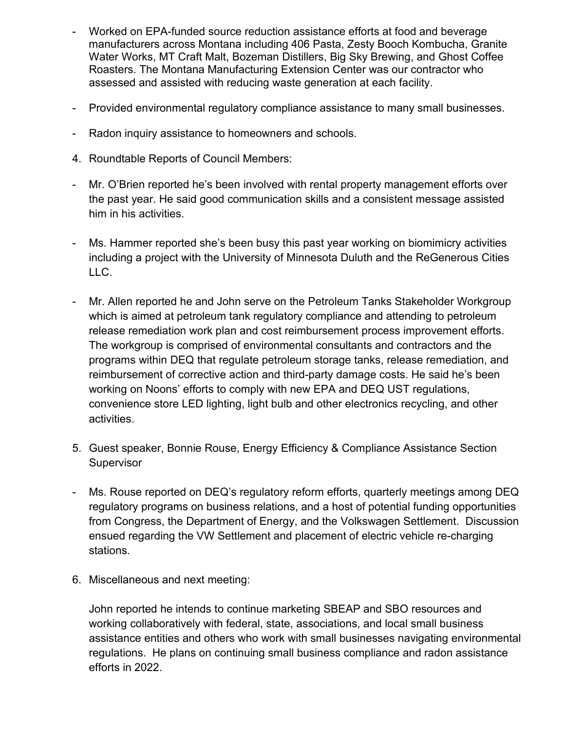- Worked on EPA-funded source reduction assistance efforts at food and beverage manufacturers across Montana including 406 Pasta, Zesty Booch Kombucha, Granite Water Works, MT Craft Malt, Bozeman Distillers, Big Sky Brewing, and Ghost Coffee Roasters. The Montana Manufacturing Extension Center was our contractor who assessed and assisted with reducing waste generation at each facility.
- Provided environmental regulatory compliance assistance to many small businesses.
- Radon inquiry assistance to homeowners and schools.

4. Roundtable Reports of Council Members:

- Mr. O'Brien reported he's been involved with rental property management efforts over the past year. He said good communication skills and a consistent message assisted him in his activities.
- Ms. Hammer reported she's been busy this past year working on biomimicry activities including a project with the University of Minnesota Duluth and the ReGenerous Cities LLC.
- Mr. Allen reported he and John serve on the Petroleum Tanks Stakeholder Workgroup which is aimed at petroleum tank regulatory compliance and attending to petroleum release remediation work plan and cost reimbursement process improvement efforts. The workgroup is comprised of environmental consultants and contractors and the programs within DEQ that regulate petroleum storage tanks, release remediation, and reimbursement of corrective action and third-party damage costs. He said he's been working on Noons' efforts to comply with new EPA and DEQ UST regulations, convenience store LED lighting, light bulb and other electronics recycling, and other activities.

5. Guest speaker, Bonnie Rouse, Energy Efficiency & Compliance Assistance Section Supervisor

- Ms. Rouse reported on DEQ's regulatory reform efforts, quarterly meetings among DEQ regulatory programs on business relations, and a host of potential funding opportunities from Congress, the Department of Energy, and the Volkswagen Settlement. Discussion ensued regarding the VW Settlement and placement of electric vehicle re-charging stations.

6. Miscellaneous and next meeting:

   John reported he intends to continue marketing SBEAP and SBO resources and working collaboratively with federal, state, associations, and local small business assistance entities and others who work with small businesses navigating environmental regulations. He plans on continuing small business compliance and radon assistance efforts in 2022.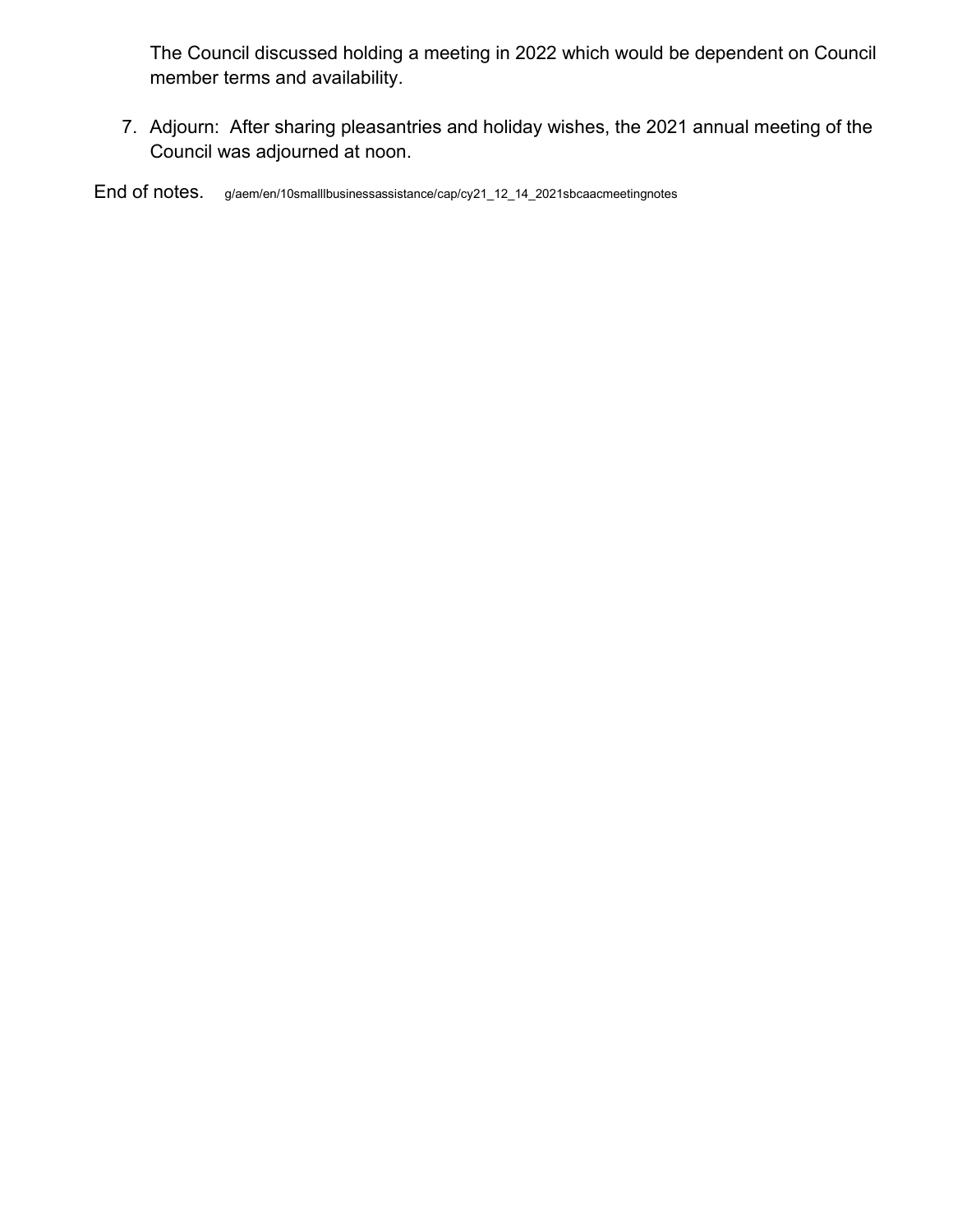The Council discussed holding a meeting in 2022 which would be dependent on Council member terms and availability.

7. Adjourn: After sharing pleasantries and holiday wishes, the 2021 annual meeting of the Council was adjourned at noon.

End of notes. g/aem/en/10smalllbusinessassistance/cap/cy21_12_14_2021sbcaacmeetingnotes